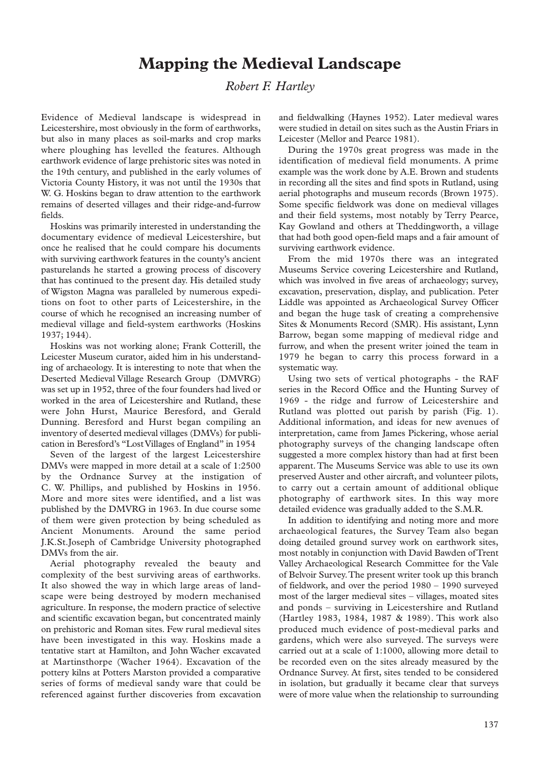# Mapping the Medieval Landscape

*Robert F. Hartley*

Evidence of Medieval landscape is widespread in Leicestershire, most obviously in the form of earthworks, but also in many places as soil-marks and crop marks where ploughing has levelled the features. Although earthwork evidence of large prehistoric sites was noted in the 19th century, and published in the early volumes of Victoria County History, it was not until the 1930s that W. G. Hoskins began to draw attention to the earthwork remains of deserted villages and their ridge-and-furrow fields.

Hoskins was primarily interested in understanding the documentary evidence of medieval Leicestershire, but once he realised that he could compare his documents with surviving earthwork features in the county's ancient pasturelands he started a growing process of discovery that has continued to the present day. His detailed study of Wigston Magna was paralleled by numerous expeditions on foot to other parts of Leicestershire, in the course of which he recognised an increasing number of medieval village and field-system earthworks (Hoskins 1937; 1944).

Hoskins was not working alone; Frank Cotterill, the Leicester Museum curator, aided him in his understanding of archaeology. It is interesting to note that when the Deserted Medieval Village Research Group (DMVRG) was set up in 1952, three of the four founders had lived or worked in the area of Leicestershire and Rutland, these were John Hurst, Maurice Beresford, and Gerald Dunning. Beresford and Hurst began compiling an inventory of deserted medieval villages (DMVs) for publication in Beresford's "Lost Villages of England" in 1954

Seven of the largest of the largest Leicestershire DMVs were mapped in more detail at a scale of 1:2500 by the Ordnance Survey at the instigation of C. W. Phillips, and published by Hoskins in 1956. More and more sites were identified, and a list was published by the DMVRG in 1963. In due course some of them were given protection by being scheduled as Ancient Monuments. Around the same period J.K.St.Joseph of Cambridge University photographed DMVs from the air.

Aerial photography revealed the beauty and complexity of the best surviving areas of earthworks. It also showed the way in which large areas of landscape were being destroyed by modern mechanised agriculture. In response, the modern practice of selective and scientific excavation began, but concentrated mainly on prehistoric and Roman sites. Few rural medieval sites have been investigated in this way. Hoskins made a tentative start at Hamilton, and John Wacher excavated at Martinsthorpe (Wacher 1964). Excavation of the pottery kilns at Potters Marston provided a comparative series of forms of medieval sandy ware that could be referenced against further discoveries from excavation and fieldwalking (Haynes 1952). Later medieval wares were studied in detail on sites such as the Austin Friars in Leicester (Mellor and Pearce 1981).

During the 1970s great progress was made in the identification of medieval field monuments. A prime example was the work done by A.E. Brown and students in recording all the sites and find spots in Rutland, using aerial photographs and museum records (Brown 1975). Some specific fieldwork was done on medieval villages and their field systems, most notably by Terry Pearce, Kay Gowland and others at Theddingworth, a village that had both good open-field maps and a fair amount of surviving earthwork evidence.

From the mid 1970s there was an integrated Museums Service covering Leicestershire and Rutland, which was involved in five areas of archaeology; survey, excavation, preservation, display, and publication. Peter Liddle was appointed as Archaeological Survey Officer and began the huge task of creating a comprehensive Sites & Monuments Record (SMR). His assistant, Lynn Barrow, began some mapping of medieval ridge and furrow, and when the present writer joined the team in 1979 he began to carry this process forward in a systematic way.

Using two sets of vertical photographs - the RAF series in the Record Office and the Hunting Survey of 1969 - the ridge and furrow of Leicestershire and Rutland was plotted out parish by parish (Fig. 1). Additional information, and ideas for new avenues of interpretation, came from James Pickering, whose aerial photography surveys of the changing landscape often suggested a more complex history than had at first been apparent. The Museums Service was able to use its own preserved Auster and other aircraft, and volunteer pilots, to carry out a certain amount of additional oblique photography of earthwork sites. In this way more detailed evidence was gradually added to the S.M.R.

In addition to identifying and noting more and more archaeological features, the Survey Team also began doing detailed ground survey work on earthwork sites, most notably in conjunction with David Bawden of Trent Valley Archaeological Research Committee for the Vale of Belvoir Survey. The present writer took up this branch of fieldwork, and over the period 1980 – 1990 surveyed most of the larger medieval sites – villages, moated sites and ponds – surviving in Leicestershire and Rutland (Hartley 1983, 1984, 1987 & 1989). This work also produced much evidence of post-medieval parks and gardens, which were also surveyed. The surveys were carried out at a scale of 1:1000, allowing more detail to be recorded even on the sites already measured by the Ordnance Survey. At first, sites tended to be considered in isolation, but gradually it became clear that surveys were of more value when the relationship to surrounding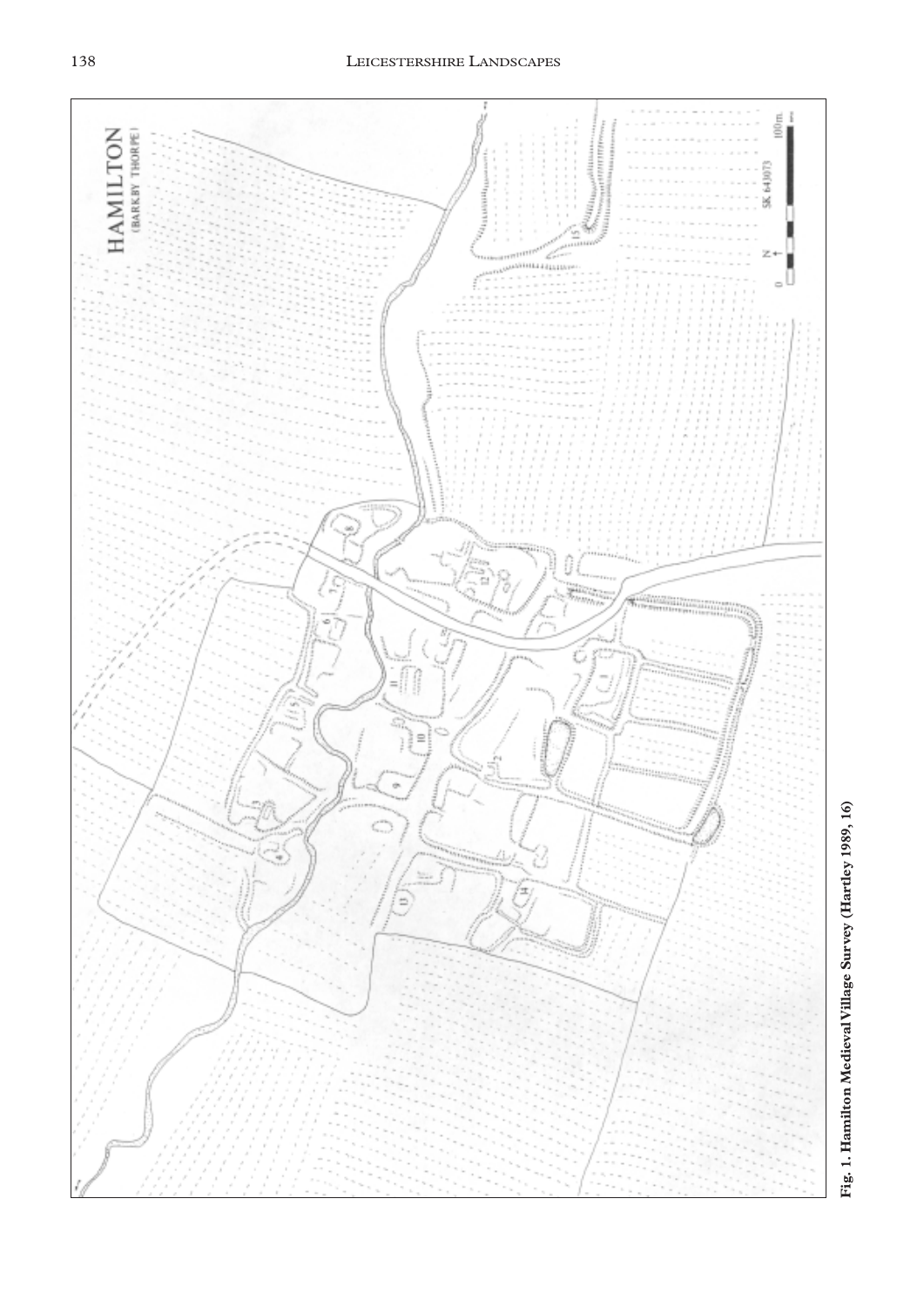Fig. 1. Hamilton Medieval Village Survey (Hartley 1989, 16)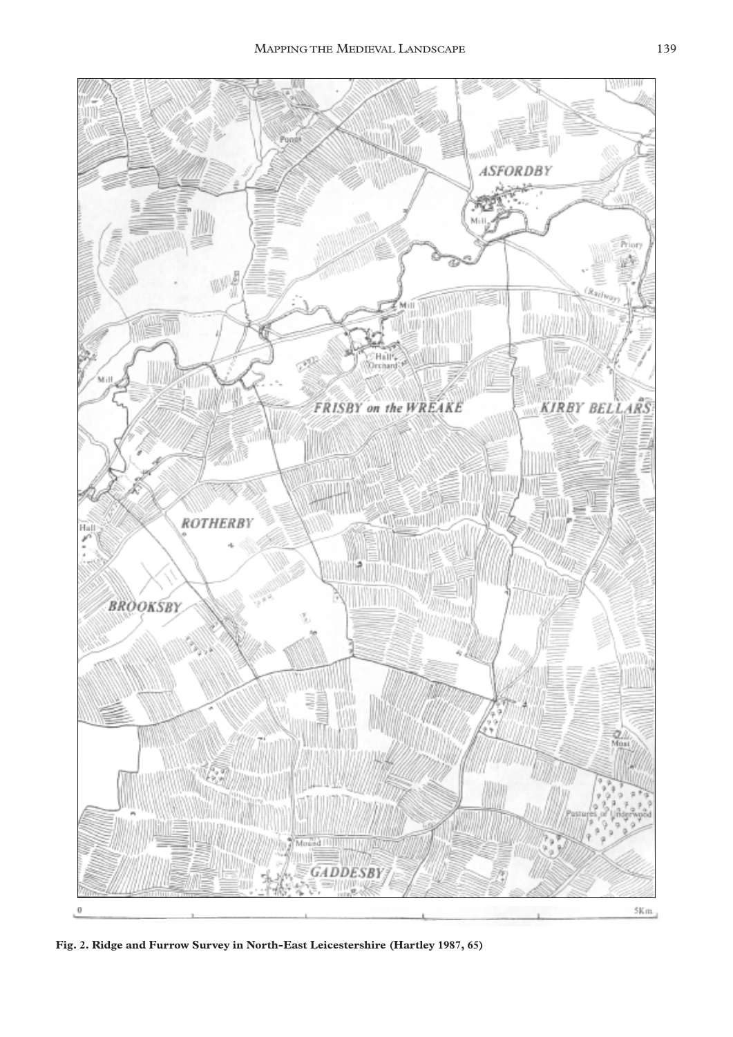Fig. 2. Ridge and Furrow Survey in North-East Leicestershire (Hartley 1987, 65)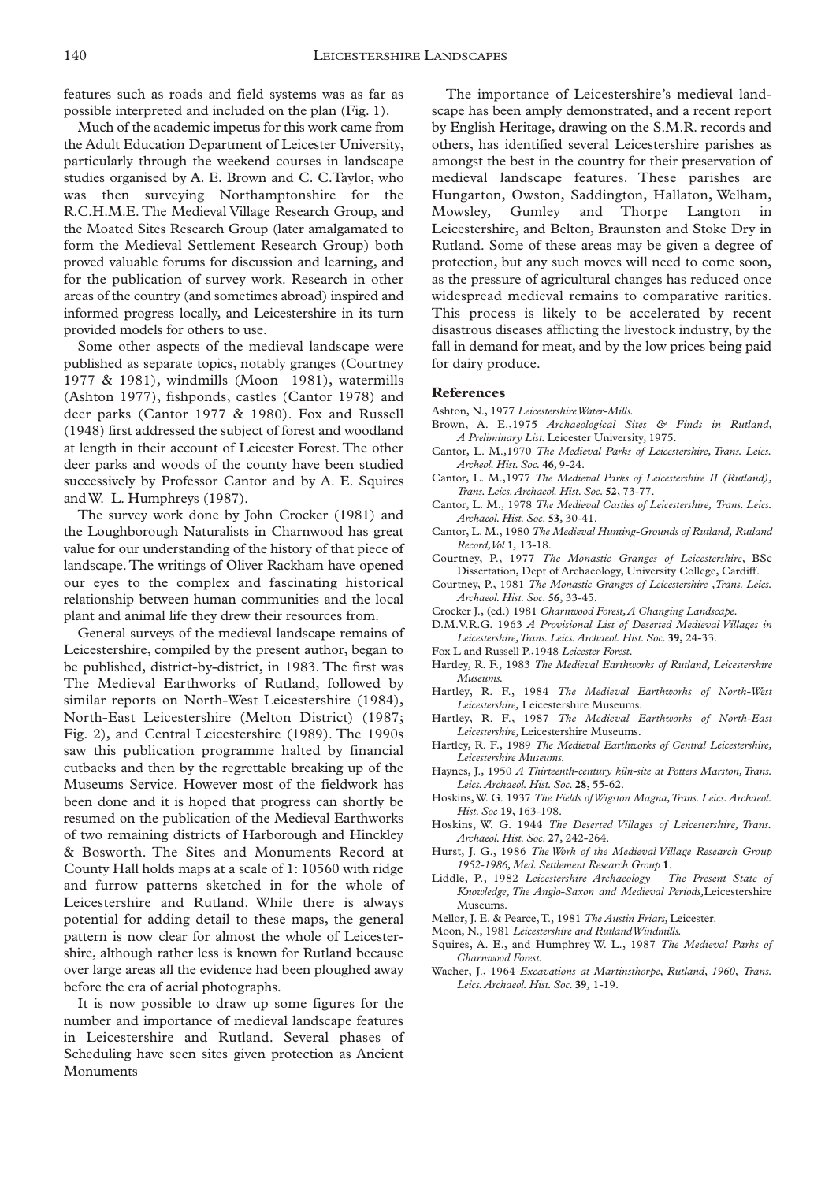features such as roads and field systems was as far as possible interpreted and included on the plan (Fig. 1).

Much of the academic impetus for this work came from the Adult Education Department of Leicester University, particularly through the weekend courses in landscape studies organised by A. E. Brown and C. C.Taylor, who was then surveying Northamptonshire for the R.C.H.M.E. The Medieval Village Research Group, and the Moated Sites Research Group (later amalgamated to form the Medieval Settlement Research Group) both proved valuable forums for discussion and learning, and for the publication of survey work. Research in other areas of the country (and sometimes abroad) inspired and informed progress locally, and Leicestershire in its turn provided models for others to use.

Some other aspects of the medieval landscape were published as separate topics, notably granges (Courtney 1977 & 1981), windmills (Moon 1981), watermills (Ashton 1977), fishponds, castles (Cantor 1978) and deer parks (Cantor 1977 & 1980). Fox and Russell (1948) first addressed the subject of forest and woodland at length in their account of Leicester Forest. The other deer parks and woods of the county have been studied successively by Professor Cantor and by A. E. Squires and W. L. Humphreys (1987).

The survey work done by John Crocker (1981) and the Loughborough Naturalists in Charnwood has great value for our understanding of the history of that piece of landscape. The writings of Oliver Rackham have opened our eyes to the complex and fascinating historical relationship between human communities and the local plant and animal life they drew their resources from.

General surveys of the medieval landscape remains of Leicestershire, compiled by the present author, began to be published, district-by-district, in 1983. The first was The Medieval Earthworks of Rutland, followed by similar reports on North-West Leicestershire (1984), North-East Leicestershire (Melton District) (1987; Fig. 2), and Central Leicestershire (1989). The 1990s saw this publication programme halted by financial cutbacks and then by the regrettable breaking up of the Museums Service. However most of the fieldwork has been done and it is hoped that progress can shortly be resumed on the publication of the Medieval Earthworks of two remaining districts of Harborough and Hinckley & Bosworth. The Sites and Monuments Record at County Hall holds maps at a scale of 1: 10560 with ridge and furrow patterns sketched in for the whole of Leicestershire and Rutland. While there is always potential for adding detail to these maps, the general pattern is now clear for almost the whole of Leicestershire, although rather less is known for Rutland because over large areas all the evidence had been ploughed away before the era of aerial photographs.

It is now possible to draw up some figures for the number and importance of medieval landscape features in Leicestershire and Rutland. Several phases of Scheduling have seen sites given protection as Ancient Monuments

The importance of Leicestershire's medieval landscape has been amply demonstrated, and a recent report by English Heritage, drawing on the S.M.R. records and others, has identified several Leicestershire parishes as amongst the best in the country for their preservation of medieval landscape features. These parishes are Hungarton, Owston, Saddington, Hallaton, Welham, Mowsley, Gumley and Thorpe Langton in Leicestershire, and Belton, Braunston and Stoke Dry in Rutland. Some of these areas may be given a degree of protection, but any such moves will need to come soon, as the pressure of agricultural changes has reduced once widespread medieval remains to comparative rarities. This process is likely to be accelerated by recent disastrous diseases afflicting the livestock industry, by the fall in demand for meat, and by the low prices being paid for dairy produce.

## References

Ashton, N., 1977 *Leicestershire Water-Mills.*

Brown, A. E.,1975 *Archaeological Sites & Finds in Rutland, A Preliminary List.* Leicester University, 1975.

Cantor, L. M.,1970 *The Medieval Parks of Leicestershire, Trans. Leics. Archeol. Hist. Soc.* **46**, 9-24.

Cantor, L. M.,1977 *The Medieval Parks of Leicestershire II (Rutland), Trans. Leics. Archaeol. Hist. Soc.* **52**, 73-77.

Cantor, L. M., 1978 *The Medieval Castles of Leicestershire, Trans. Leics. Archaeol. Hist. Soc.* **53**, 30-41.

Cantor, L. M., 1980 *The Medieval Hunting-Grounds of Rutland, Rutland Record,Vol* **1**, 13-18.

Courtney, P., 1977 *The Monastic Granges of Leicestershire,* BSc Dissertation, Dept of Archaeology, University College, Cardiff.

Courtney, P., 1981 *The Monastic Granges of Leicestershire ,Trans. Leics. Archaeol. Hist. Soc.* **56**, 33-45.

Crocker J., (ed.) 1981 *Charnwood Forest, A Changing Landscape.*

D.M.V.R.G. 1963 *A Provisional List of Deserted Medieval Villages in Leicestershire, Trans. Leics. Archaeol. Hist. Soc.* **39**, 24-33.

Fox L and Russell P.,1948 *Leicester Forest.*

Hartley, R. F., 1983 *The Medieval Earthworks of Rutland, Leicestershire Museums.*

Hartley, R. F., 1984 *The Medieval Earthworks of North-West Leicestershire,* Leicestershire Museums.

Hartley, R. F., 1987 *The Medieval Earthworks of North-East Leicestershire,* Leicestershire Museums.

Hartley, R. F., 1989 *The Medieval Earthworks of Central Leicestershire, Leicestershire Museums.*

Haynes, J., 1950 *A Thirteenth-century kiln-site at Potters Marston, Trans. Leics. Archaeol. Hist. Soc.* **28**, 55-62.

Hoskins, W. G. 1937 *The Fields of Wigston Magna, Trans. Leics. Archaeol. Hist. Soc* **19**, 163-198.

Hoskins, W. G. 1944 *The Deserted Villages of Leicestershire, Trans. Archaeol. Hist. Soc.* **27**, 242-264.

Hurst, J. G., 1986 *The Work of the Medieval Village Research Group 1952-1986, Med. Settlement Research Group* **1**.

Liddle, P., 1982 *Leicestershire Archaeology – The Present State of Knowledge, The Anglo-Saxon and Medieval Periods,*Leicestershire Museums.

Mellor, J. E. & Pearce, T., 1981 *The Austin Friars,* Leicester.

Moon, N., 1981 *Leicestershire and Rutland Windmills.*

Squires, A. E., and Humphrey W. L., 1987 *The Medieval Parks of Charnwood Forest.*

Wacher, J., 1964 *Excavations at Martinsthorpe, Rutland, 1960, Trans. Leics. Archaeol. Hist. Soc.* **39**, 1-19.